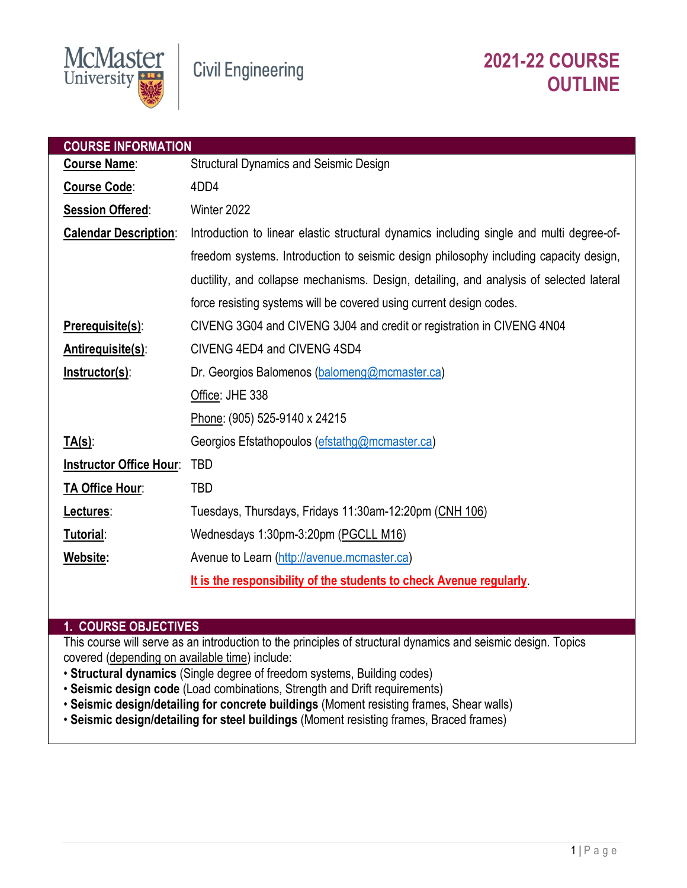McMaster University | Civil Engineering

# 2021-22 COURSE OUTLINE

## COURSE INFORMATION

| | |
|---|---|
| **Course Name**: | Structural Dynamics and Seismic Design |
| **Course Code**: | 4DD4 |
| **Session Offered**: | Winter 2022 |
| **Calendar Description**: | Introduction to linear elastic structural dynamics including single and multi degree-of-freedom systems. Introduction to seismic design philosophy including capacity design, ductility, and collapse mechanisms. Design, detailing, and analysis of selected lateral force resisting systems will be covered using current design codes. |
| **Prerequisite(s)**: | CIVENG 3G04 and CIVENG 3J04 and credit or registration in CIVENG 4N04 |
| **Antirequisite(s)**: | CIVENG 4ED4 and CIVENG 4SD4 |
| **Instructor(s)**: | Dr. Georgios Balomenos (balomeng@mcmaster.ca)<br>Office: JHE 338<br>Phone: (905) 525-9140 x 24215 |
| **TA(s)**: | Georgios Efstathopoulos (efstathg@mcmaster.ca) |
| **Instructor Office Hour**: | TBD |
| **TA Office Hour**: | TBD |
| **Lectures**: | Tuesdays, Thursdays, Fridays 11:30am-12:20pm (CNH 106) |
| **Tutorial**: | Wednesdays 1:30pm-3:20pm (PGCLL M16) |
| **Website:** | Avenue to Learn (http://avenue.mcmaster.ca)<br>**It is the responsibility of the students to check Avenue regularly**. |

## 1. COURSE OBJECTIVES

This course will serve as an introduction to the principles of structural dynamics and seismic design. Topics covered (depending on available time) include:

- **Structural dynamics** (Single degree of freedom systems, Building codes)
- **Seismic design code** (Load combinations, Strength and Drift requirements)
- **Seismic design/detailing for concrete buildings** (Moment resisting frames, Shear walls)
- **Seismic design/detailing for steel buildings** (Moment resisting frames, Braced frames)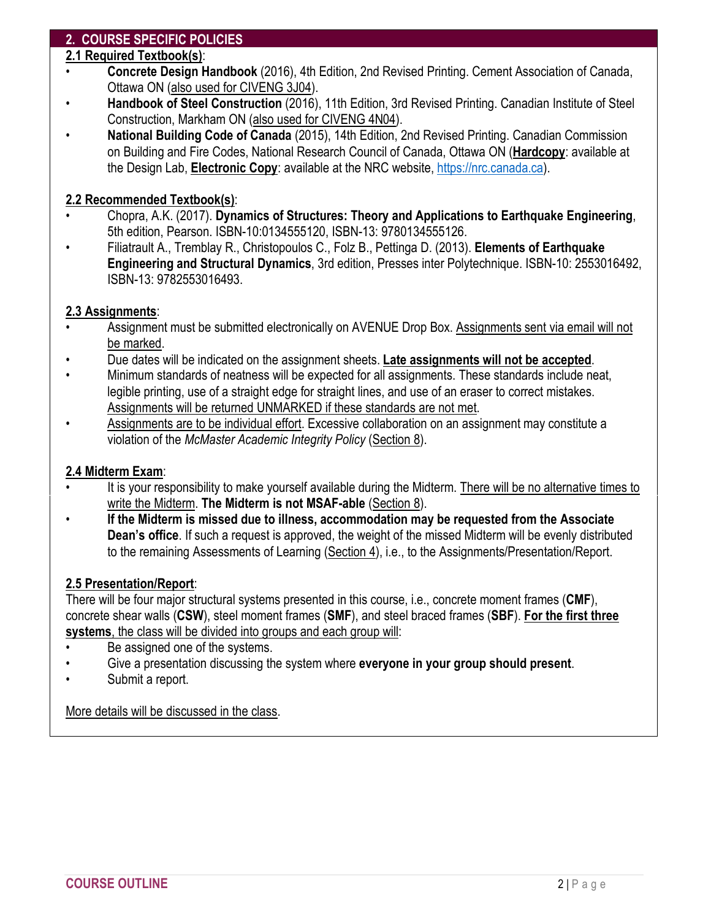## 2. COURSE SPECIFIC POLICIES

### 2.1 Required Textbook(s):

- **Concrete Design Handbook** (2016), 4th Edition, 2nd Revised Printing. Cement Association of Canada, Ottawa ON (also used for CIVENG 3J04).
- **Handbook of Steel Construction** (2016), 11th Edition, 3rd Revised Printing. Canadian Institute of Steel Construction, Markham ON (also used for CIVENG 4N04).
- **National Building Code of Canada** (2015), 14th Edition, 2nd Revised Printing. Canadian Commission on Building and Fire Codes, National Research Council of Canada, Ottawa ON (**Hardcopy**: available at the Design Lab, **Electronic Copy**: available at the NRC website, https://nrc.canada.ca).

### 2.2 Recommended Textbook(s):

- Chopra, A.K. (2017). **Dynamics of Structures: Theory and Applications to Earthquake Engineering**, 5th edition, Pearson. ISBN-10:0134555120, ISBN-13: 9780134555126.
- Filiatrault A., Tremblay R., Christopoulos C., Folz B., Pettinga D. (2013). **Elements of Earthquake Engineering and Structural Dynamics**, 3rd edition, Presses inter Polytechnique. ISBN-10: 2553016492, ISBN-13: 9782553016493.

### 2.3 Assignments:

- Assignment must be submitted electronically on AVENUE Drop Box. Assignments sent via email will not be marked.
- Due dates will be indicated on the assignment sheets. **Late assignments will not be accepted**.
- Minimum standards of neatness will be expected for all assignments. These standards include neat, legible printing, use of a straight edge for straight lines, and use of an eraser to correct mistakes. Assignments will be returned UNMARKED if these standards are not met.
- Assignments are to be individual effort. Excessive collaboration on an assignment may constitute a violation of the *McMaster Academic Integrity Policy* (Section 8).

### 2.4 Midterm Exam:

- It is your responsibility to make yourself available during the Midterm. There will be no alternative times to write the Midterm. **The Midterm is not MSAF-able** (Section 8).
- **If the Midterm is missed due to illness, accommodation may be requested from the Associate Dean's office**. If such a request is approved, the weight of the missed Midterm will be evenly distributed to the remaining Assessments of Learning (Section 4), i.e., to the Assignments/Presentation/Report.

### 2.5 Presentation/Report:

There will be four major structural systems presented in this course, i.e., concrete moment frames (**CMF**), concrete shear walls (**CSW**), steel moment frames (**SMF**), and steel braced frames (**SBF**). **For the first three systems**, the class will be divided into groups and each group will:

- Be assigned one of the systems.
- Give a presentation discussing the system where **everyone in your group should present**.
- Submit a report.

More details will be discussed in the class.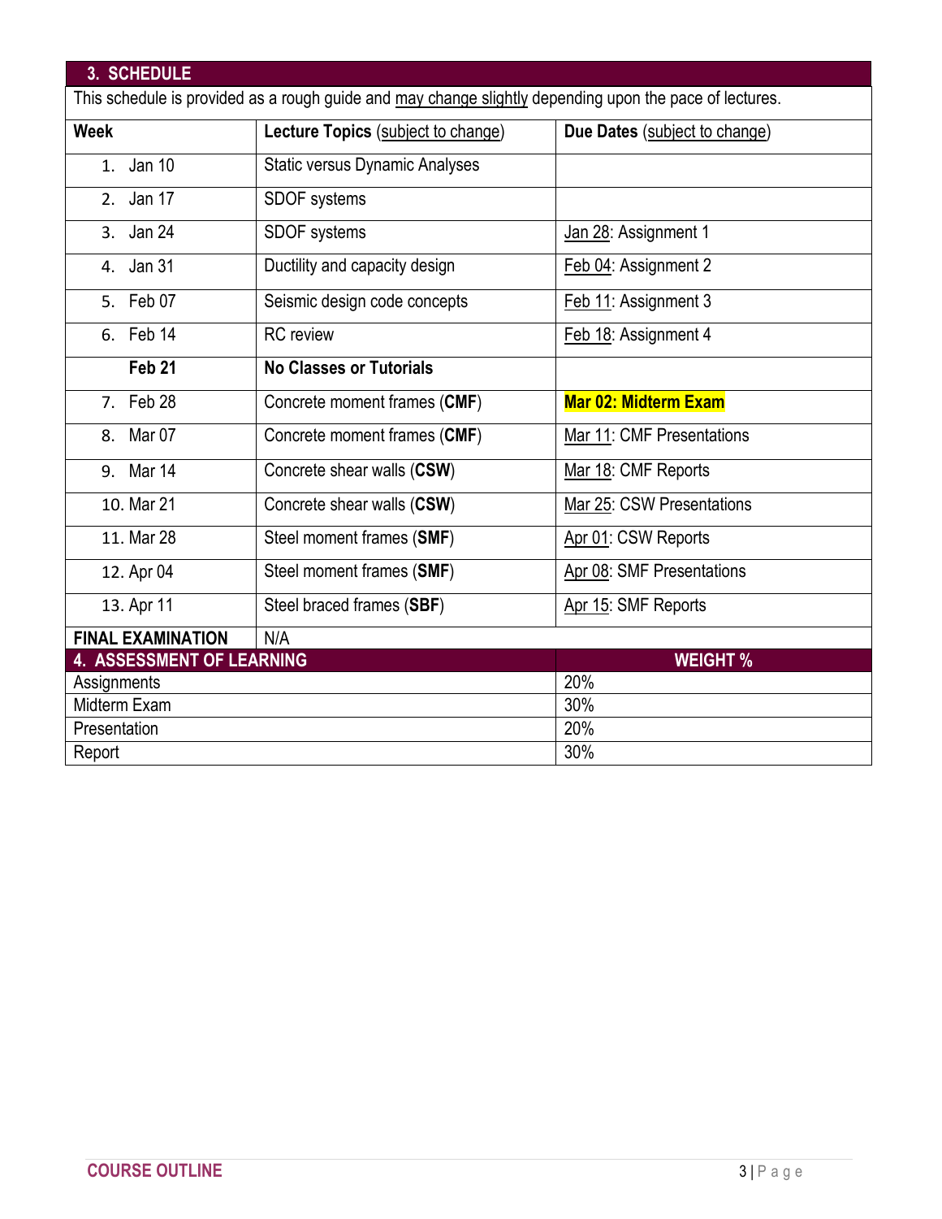## 3. SCHEDULE

This schedule is provided as a rough guide and may change slightly depending upon the pace of lectures.

| Week | Lecture Topics (subject to change) | Due Dates (subject to change) |
|---|---|---|
| 1. Jan 10 | Static versus Dynamic Analyses | |
| 2. Jan 17 | SDOF systems | |
| 3. Jan 24 | SDOF systems | Jan 28: Assignment 1 |
| 4. Jan 31 | Ductility and capacity design | Feb 04: Assignment 2 |
| 5. Feb 07 | Seismic design code concepts | Feb 11: Assignment 3 |
| 6. Feb 14 | RC review | Feb 18: Assignment 4 |
| **Feb 21** | **No Classes or Tutorials** | |
| 7. Feb 28 | Concrete moment frames (**CMF**) | **Mar 02: Midterm Exam** |
| 8. Mar 07 | Concrete moment frames (**CMF**) | Mar 11: CMF Presentations |
| 9. Mar 14 | Concrete shear walls (**CSW**) | Mar 18: CMF Reports |
| 10. Mar 21 | Concrete shear walls (**CSW**) | Mar 25: CSW Presentations |
| 11. Mar 28 | Steel moment frames (**SMF**) | Apr 01: CSW Reports |
| 12. Apr 04 | Steel moment frames (**SMF**) | Apr 08: SMF Presentations |
| 13. Apr 11 | Steel braced frames (**SBF**) | Apr 15: SMF Reports |
| **FINAL EXAMINATION** | N/A | |

## 4. ASSESSMENT OF LEARNING

| Assessment | WEIGHT % |
|---|---|
| Assignments | 20% |
| Midterm Exam | 30% |
| Presentation | 20% |
| Report | 30% |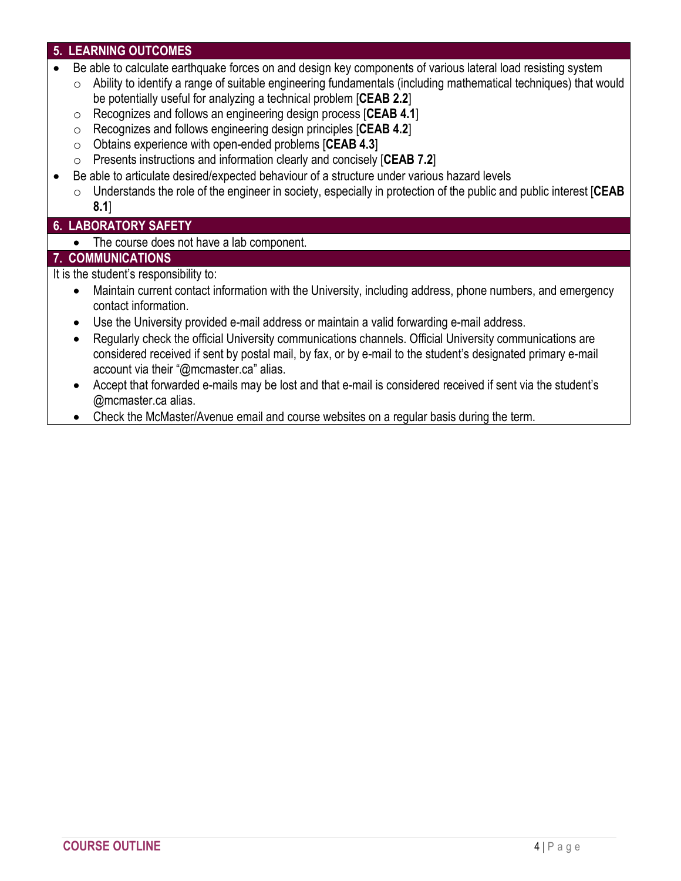## 5. LEARNING OUTCOMES

- Be able to calculate earthquake forces on and design key components of various lateral load resisting system
  - Ability to identify a range of suitable engineering fundamentals (including mathematical techniques) that would be potentially useful for analyzing a technical problem [**CEAB 2.2**]
  - Recognizes and follows an engineering design process [**CEAB 4.1**]
  - Recognizes and follows engineering design principles [**CEAB 4.2**]
  - Obtains experience with open-ended problems [**CEAB 4.3**]
  - Presents instructions and information clearly and concisely [**CEAB 7.2**]
- Be able to articulate desired/expected behaviour of a structure under various hazard levels
  - Understands the role of the engineer in society, especially in protection of the public and public interest [**CEAB 8.1**]

## 6. LABORATORY SAFETY

- The course does not have a lab component.

## 7. COMMUNICATIONS

It is the student's responsibility to:

- Maintain current contact information with the University, including address, phone numbers, and emergency contact information.
- Use the University provided e-mail address or maintain a valid forwarding e-mail address.
- Regularly check the official University communications channels. Official University communications are considered received if sent by postal mail, by fax, or by e-mail to the student's designated primary e-mail account via their "@mcmaster.ca" alias.
- Accept that forwarded e-mails may be lost and that e-mail is considered received if sent via the student's @mcmaster.ca alias.
- Check the McMaster/Avenue email and course websites on a regular basis during the term.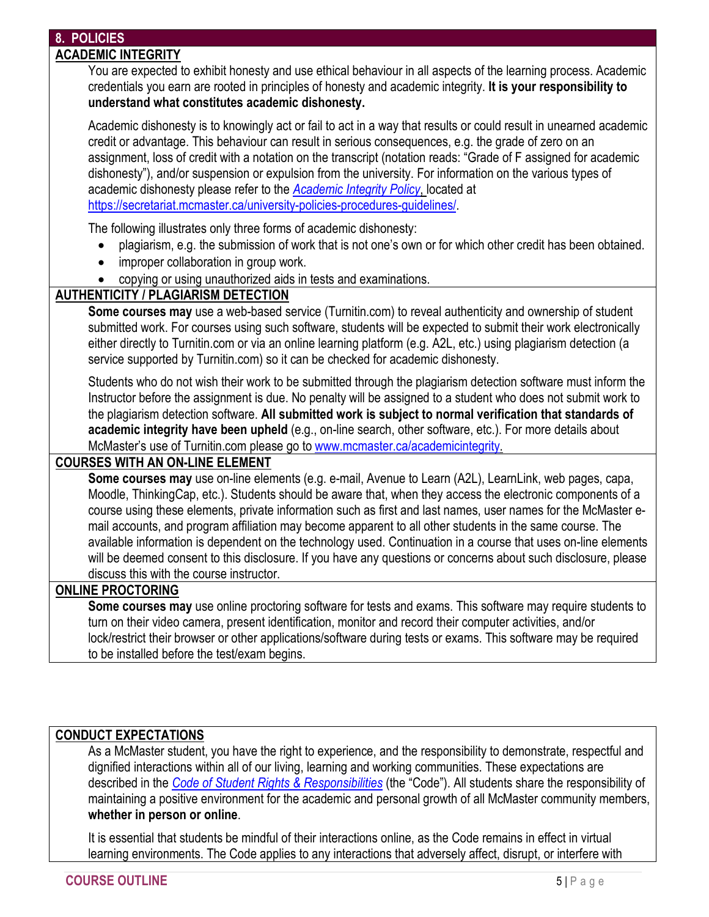## 8. POLICIES

### ACADEMIC INTEGRITY

You are expected to exhibit honesty and use ethical behaviour in all aspects of the learning process. Academic credentials you earn are rooted in principles of honesty and academic integrity. **It is your responsibility to understand what constitutes academic dishonesty.**

Academic dishonesty is to knowingly act or fail to act in a way that results or could result in unearned academic credit or advantage. This behaviour can result in serious consequences, e.g. the grade of zero on an assignment, loss of credit with a notation on the transcript (notation reads: "Grade of F assigned for academic dishonesty"), and/or suspension or expulsion from the university. For information on the various types of academic dishonesty please refer to the *Academic Integrity Policy*, located at https://secretariat.mcmaster.ca/university-policies-procedures-guidelines/.

The following illustrates only three forms of academic dishonesty:

- plagiarism, e.g. the submission of work that is not one's own or for which other credit has been obtained.
- improper collaboration in group work.
- copying or using unauthorized aids in tests and examinations.

### AUTHENTICITY / PLAGIARISM DETECTION

**Some courses may** use a web-based service (Turnitin.com) to reveal authenticity and ownership of student submitted work. For courses using such software, students will be expected to submit their work electronically either directly to Turnitin.com or via an online learning platform (e.g. A2L, etc.) using plagiarism detection (a service supported by Turnitin.com) so it can be checked for academic dishonesty.

Students who do not wish their work to be submitted through the plagiarism detection software must inform the Instructor before the assignment is due. No penalty will be assigned to a student who does not submit work to the plagiarism detection software. **All submitted work is subject to normal verification that standards of academic integrity have been upheld** (e.g., on-line search, other software, etc.). For more details about McMaster's use of Turnitin.com please go to www.mcmaster.ca/academicintegrity.

### COURSES WITH AN ON-LINE ELEMENT

**Some courses may** use on-line elements (e.g. e-mail, Avenue to Learn (A2L), LearnLink, web pages, capa, Moodle, ThinkingCap, etc.). Students should be aware that, when they access the electronic components of a course using these elements, private information such as first and last names, user names for the McMaster e-mail accounts, and program affiliation may become apparent to all other students in the same course. The available information is dependent on the technology used. Continuation in a course that uses on-line elements will be deemed consent to this disclosure. If you have any questions or concerns about such disclosure, please discuss this with the course instructor.

### ONLINE PROCTORING

**Some courses may** use online proctoring software for tests and exams. This software may require students to turn on their video camera, present identification, monitor and record their computer activities, and/or lock/restrict their browser or other applications/software during tests or exams. This software may be required to be installed before the test/exam begins.

### CONDUCT EXPECTATIONS

As a McMaster student, you have the right to experience, and the responsibility to demonstrate, respectful and dignified interactions within all of our living, learning and working communities. These expectations are described in the *Code of Student Rights & Responsibilities* (the "Code"). All students share the responsibility of maintaining a positive environment for the academic and personal growth of all McMaster community members, **whether in person or online**.

It is essential that students be mindful of their interactions online, as the Code remains in effect in virtual learning environments. The Code applies to any interactions that adversely affect, disrupt, or interfere with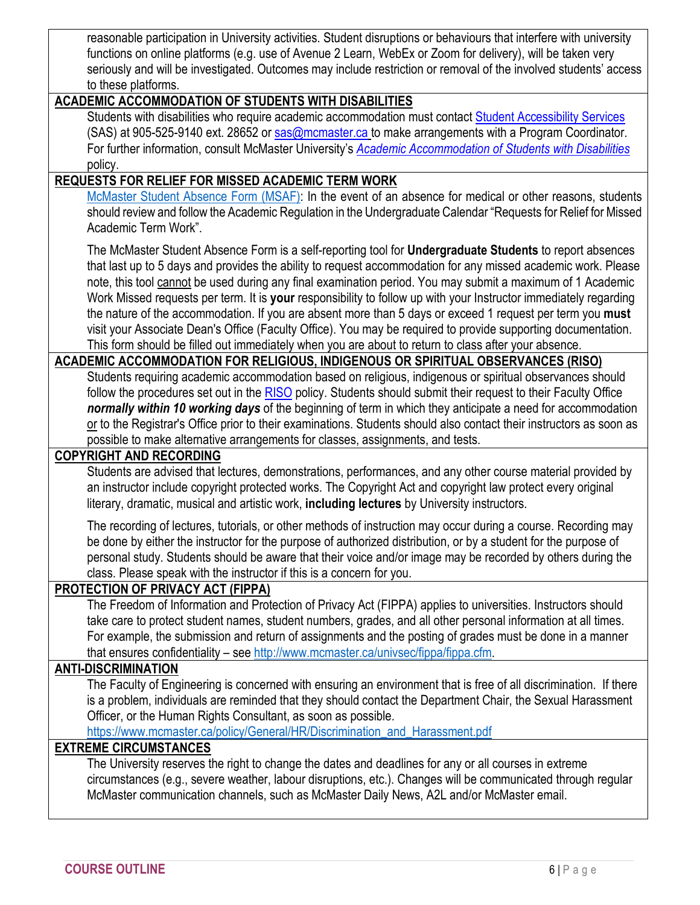reasonable participation in University activities. Student disruptions or behaviours that interfere with university functions on online platforms (e.g. use of Avenue 2 Learn, WebEx or Zoom for delivery), will be taken very seriously and will be investigated. Outcomes may include restriction or removal of the involved students' access to these platforms.

## ACADEMIC ACCOMMODATION OF STUDENTS WITH DISABILITIES

Students with disabilities who require academic accommodation must contact Student Accessibility Services (SAS) at 905-525-9140 ext. 28652 or sas@mcmaster.ca to make arrangements with a Program Coordinator. For further information, consult McMaster University's *Academic Accommodation of Students with Disabilities* policy.

## REQUESTS FOR RELIEF FOR MISSED ACADEMIC TERM WORK

McMaster Student Absence Form (MSAF): In the event of an absence for medical or other reasons, students should review and follow the Academic Regulation in the Undergraduate Calendar "Requests for Relief for Missed Academic Term Work".

The McMaster Student Absence Form is a self-reporting tool for **Undergraduate Students** to report absences that last up to 5 days and provides the ability to request accommodation for any missed academic work. Please note, this tool cannot be used during any final examination period. You may submit a maximum of 1 Academic Work Missed requests per term. It is **your** responsibility to follow up with your Instructor immediately regarding the nature of the accommodation. If you are absent more than 5 days or exceed 1 request per term you **must** visit your Associate Dean's Office (Faculty Office). You may be required to provide supporting documentation. This form should be filled out immediately when you are about to return to class after your absence.

## ACADEMIC ACCOMMODATION FOR RELIGIOUS, INDIGENOUS OR SPIRITUAL OBSERVANCES (RISO)

Students requiring academic accommodation based on religious, indigenous or spiritual observances should follow the procedures set out in the RISO policy. Students should submit their request to their Faculty Office ***normally within 10 working days*** of the beginning of term in which they anticipate a need for accommodation or to the Registrar's Office prior to their examinations. Students should also contact their instructors as soon as possible to make alternative arrangements for classes, assignments, and tests.

## COPYRIGHT AND RECORDING

Students are advised that lectures, demonstrations, performances, and any other course material provided by an instructor include copyright protected works. The Copyright Act and copyright law protect every original literary, dramatic, musical and artistic work, **including lectures** by University instructors.

The recording of lectures, tutorials, or other methods of instruction may occur during a course. Recording may be done by either the instructor for the purpose of authorized distribution, or by a student for the purpose of personal study. Students should be aware that their voice and/or image may be recorded by others during the class. Please speak with the instructor if this is a concern for you.

## PROTECTION OF PRIVACY ACT (FIPPA)

The Freedom of Information and Protection of Privacy Act (FIPPA) applies to universities. Instructors should take care to protect student names, student numbers, grades, and all other personal information at all times. For example, the submission and return of assignments and the posting of grades must be done in a manner that ensures confidentiality – see http://www.mcmaster.ca/univsec/fippa/fippa.cfm.

## ANTI-DISCRIMINATION

The Faculty of Engineering is concerned with ensuring an environment that is free of all discrimination. If there is a problem, individuals are reminded that they should contact the Department Chair, the Sexual Harassment Officer, or the Human Rights Consultant, as soon as possible.
https://www.mcmaster.ca/policy/General/HR/Discrimination_and_Harassment.pdf

## EXTREME CIRCUMSTANCES

The University reserves the right to change the dates and deadlines for any or all courses in extreme circumstances (e.g., severe weather, labour disruptions, etc.). Changes will be communicated through regular McMaster communication channels, such as McMaster Daily News, A2L and/or McMaster email.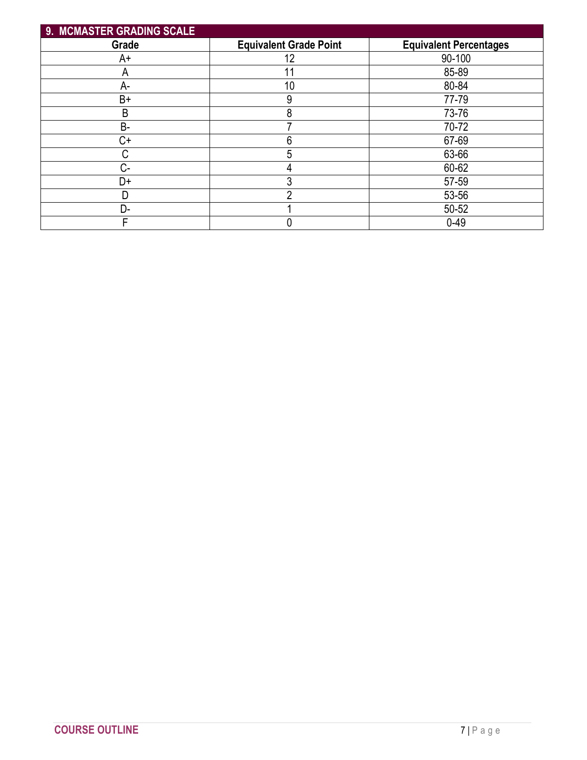## 9. MCMASTER GRADING SCALE

| Grade | Equivalent Grade Point | Equivalent Percentages |
|---|---|---|
| A+ | 12 | 90-100 |
| A | 11 | 85-89 |
| A- | 10 | 80-84 |
| B+ | 9 | 77-79 |
| B | 8 | 73-76 |
| B- | 7 | 70-72 |
| C+ | 6 | 67-69 |
| C | 5 | 63-66 |
| C- | 4 | 60-62 |
| D+ | 3 | 57-59 |
| D | 2 | 53-56 |
| D- | 1 | 50-52 |
| F | 0 | 0-49 |